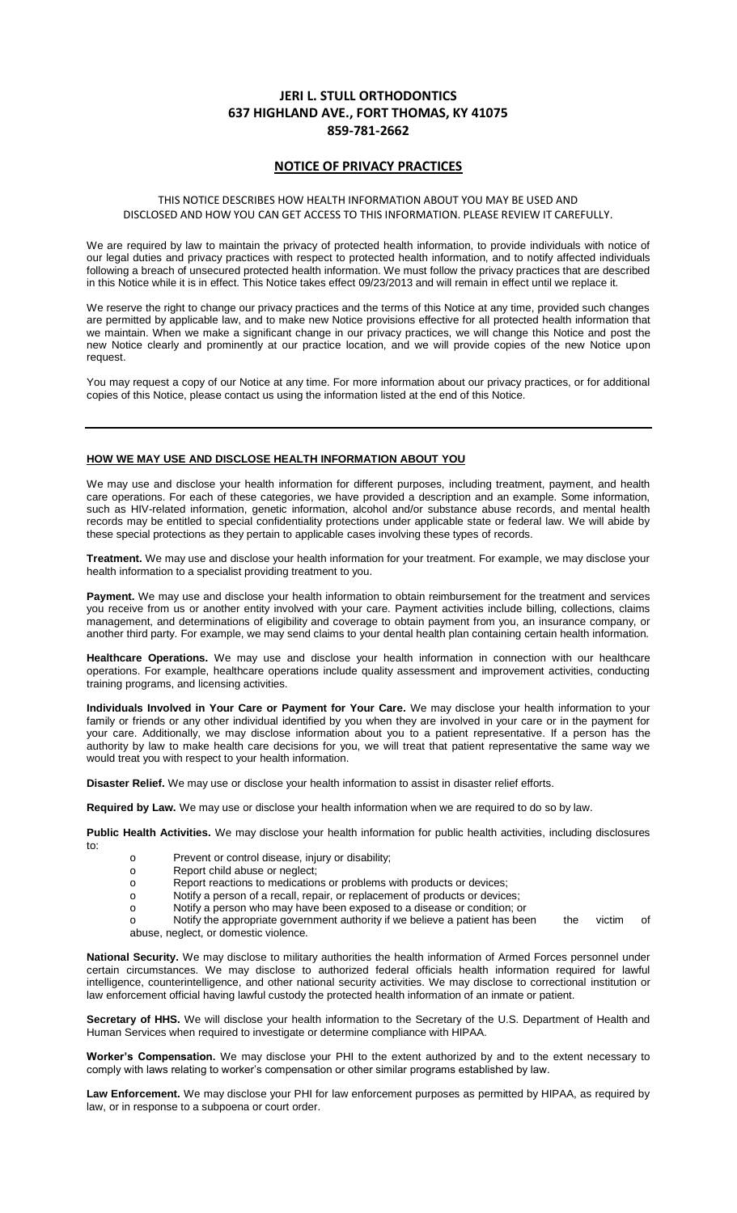# JERI L. STULL ORTHODONTICS
# 637 HIGHLAND AVE., FORT THOMAS, KY 41075
# 859-781-2662

## NOTICE OF PRIVACY PRACTICES

THIS NOTICE DESCRIBES HOW HEALTH INFORMATION ABOUT YOU MAY BE USED AND DISCLOSED AND HOW YOU CAN GET ACCESS TO THIS INFORMATION. PLEASE REVIEW IT CAREFULLY.

We are required by law to maintain the privacy of protected health information, to provide individuals with notice of our legal duties and privacy practices with respect to protected health information, and to notify affected individuals following a breach of unsecured protected health information. We must follow the privacy practices that are described in this Notice while it is in effect. This Notice takes effect 09/23/2013 and will remain in effect until we replace it.

We reserve the right to change our privacy practices and the terms of this Notice at any time, provided such changes are permitted by applicable law, and to make new Notice provisions effective for all protected health information that we maintain. When we make a significant change in our privacy practices, we will change this Notice and post the new Notice clearly and prominently at our practice location, and we will provide copies of the new Notice upon request.

You may request a copy of our Notice at any time. For more information about our privacy practices, or for additional copies of this Notice, please contact us using the information listed at the end of this Notice.

---

### HOW WE MAY USE AND DISCLOSE HEALTH INFORMATION ABOUT YOU

We may use and disclose your health information for different purposes, including treatment, payment, and health care operations. For each of these categories, we have provided a description and an example. Some information, such as HIV-related information, genetic information, alcohol and/or substance abuse records, and mental health records may be entitled to special confidentiality protections under applicable state or federal law. We will abide by these special protections as they pertain to applicable cases involving these types of records.

**Treatment.** We may use and disclose your health information for your treatment. For example, we may disclose your health information to a specialist providing treatment to you.

**Payment.** We may use and disclose your health information to obtain reimbursement for the treatment and services you receive from us or another entity involved with your care. Payment activities include billing, collections, claims management, and determinations of eligibility and coverage to obtain payment from you, an insurance company, or another third party. For example, we may send claims to your dental health plan containing certain health information.

**Healthcare Operations.** We may use and disclose your health information in connection with our healthcare operations. For example, healthcare operations include quality assessment and improvement activities, conducting training programs, and licensing activities.

**Individuals Involved in Your Care or Payment for Your Care.** We may disclose your health information to your family or friends or any other individual identified by you when they are involved in your care or in the payment for your care. Additionally, we may disclose information about you to a patient representative. If a person has the authority by law to make health care decisions for you, we will treat that patient representative the same way we would treat you with respect to your health information.

**Disaster Relief.** We may use or disclose your health information to assist in disaster relief efforts.

**Required by Law.** We may use or disclose your health information when we are required to do so by law.

**Public Health Activities.** We may disclose your health information for public health activities, including disclosures to:

- Prevent or control disease, injury or disability;
- Report child abuse or neglect;
- Report reactions to medications or problems with products or devices;
- Notify a person of a recall, repair, or replacement of products or devices;
- Notify a person who may have been exposed to a disease or condition; or
- Notify the appropriate government authority if we believe a patient has been the victim of abuse, neglect, or domestic violence.

**National Security.** We may disclose to military authorities the health information of Armed Forces personnel under certain circumstances. We may disclose to authorized federal officials health information required for lawful intelligence, counterintelligence, and other national security activities. We may disclose to correctional institution or law enforcement official having lawful custody the protected health information of an inmate or patient.

**Secretary of HHS.** We will disclose your health information to the Secretary of the U.S. Department of Health and Human Services when required to investigate or determine compliance with HIPAA.

**Worker's Compensation.** We may disclose your PHI to the extent authorized by and to the extent necessary to comply with laws relating to worker's compensation or other similar programs established by law.

**Law Enforcement.** We may disclose your PHI for law enforcement purposes as permitted by HIPAA, as required by law, or in response to a subpoena or court order.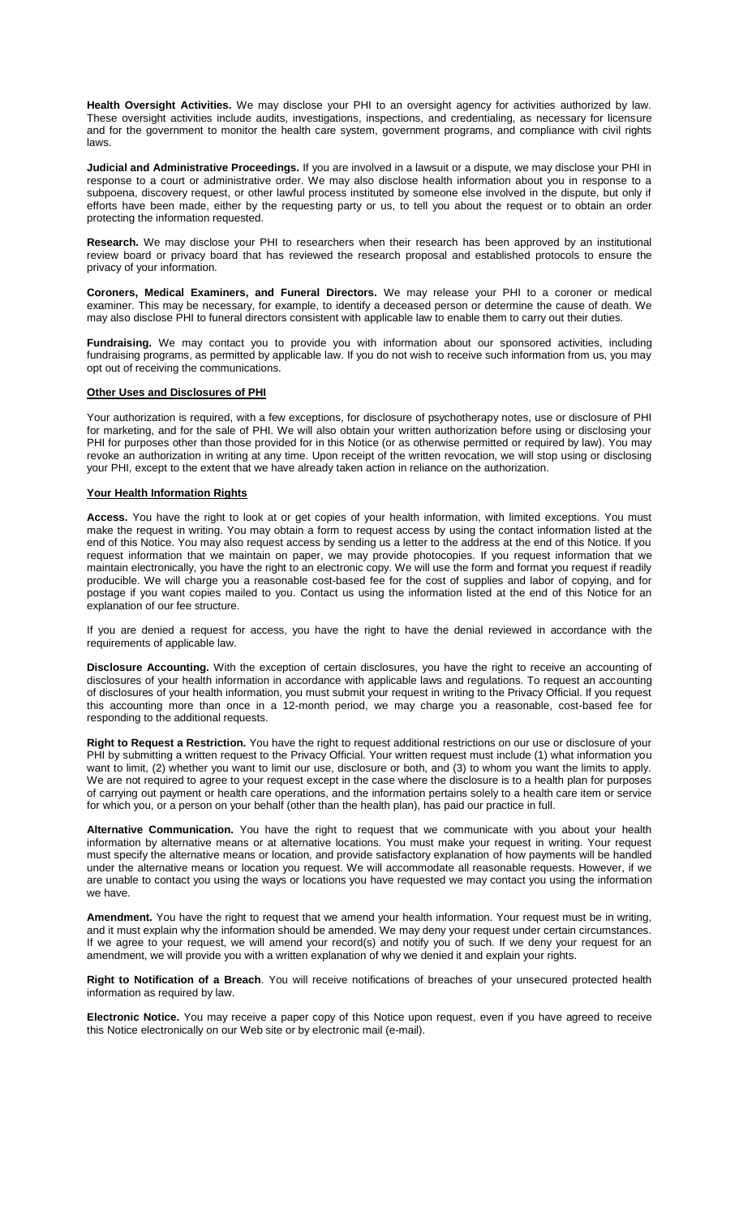**Health Oversight Activities.** We may disclose your PHI to an oversight agency for activities authorized by law. These oversight activities include audits, investigations, inspections, and credentialing, as necessary for licensure and for the government to monitor the health care system, government programs, and compliance with civil rights laws.

**Judicial and Administrative Proceedings.** If you are involved in a lawsuit or a dispute, we may disclose your PHI in response to a court or administrative order. We may also disclose health information about you in response to a subpoena, discovery request, or other lawful process instituted by someone else involved in the dispute, but only if efforts have been made, either by the requesting party or us, to tell you about the request or to obtain an order protecting the information requested.

**Research.** We may disclose your PHI to researchers when their research has been approved by an institutional review board or privacy board that has reviewed the research proposal and established protocols to ensure the privacy of your information.

**Coroners, Medical Examiners, and Funeral Directors.** We may release your PHI to a coroner or medical examiner. This may be necessary, for example, to identify a deceased person or determine the cause of death. We may also disclose PHI to funeral directors consistent with applicable law to enable them to carry out their duties.

**Fundraising.** We may contact you to provide you with information about our sponsored activities, including fundraising programs, as permitted by applicable law. If you do not wish to receive such information from us, you may opt out of receiving the communications.

**Other Uses and Disclosures of PHI**

Your authorization is required, with a few exceptions, for disclosure of psychotherapy notes, use or disclosure of PHI for marketing, and for the sale of PHI. We will also obtain your written authorization before using or disclosing your PHI for purposes other than those provided for in this Notice (or as otherwise permitted or required by law). You may revoke an authorization in writing at any time. Upon receipt of the written revocation, we will stop using or disclosing your PHI, except to the extent that we have already taken action in reliance on the authorization.

**Your Health Information Rights**

**Access.** You have the right to look at or get copies of your health information, with limited exceptions. You must make the request in writing. You may obtain a form to request access by using the contact information listed at the end of this Notice. You may also request access by sending us a letter to the address at the end of this Notice. If you request information that we maintain on paper, we may provide photocopies. If you request information that we maintain electronically, you have the right to an electronic copy. We will use the form and format you request if readily producible. We will charge you a reasonable cost-based fee for the cost of supplies and labor of copying, and for postage if you want copies mailed to you. Contact us using the information listed at the end of this Notice for an explanation of our fee structure.

If you are denied a request for access, you have the right to have the denial reviewed in accordance with the requirements of applicable law.

**Disclosure Accounting.** With the exception of certain disclosures, you have the right to receive an accounting of disclosures of your health information in accordance with applicable laws and regulations. To request an accounting of disclosures of your health information, you must submit your request in writing to the Privacy Official. If you request this accounting more than once in a 12-month period, we may charge you a reasonable, cost-based fee for responding to the additional requests.

**Right to Request a Restriction.** You have the right to request additional restrictions on our use or disclosure of your PHI by submitting a written request to the Privacy Official. Your written request must include (1) what information you want to limit, (2) whether you want to limit our use, disclosure or both, and (3) to whom you want the limits to apply. We are not required to agree to your request except in the case where the disclosure is to a health plan for purposes of carrying out payment or health care operations, and the information pertains solely to a health care item or service for which you, or a person on your behalf (other than the health plan), has paid our practice in full.

**Alternative Communication.** You have the right to request that we communicate with you about your health information by alternative means or at alternative locations. You must make your request in writing. Your request must specify the alternative means or location, and provide satisfactory explanation of how payments will be handled under the alternative means or location you request. We will accommodate all reasonable requests. However, if we are unable to contact you using the ways or locations you have requested we may contact you using the information we have.

**Amendment.** You have the right to request that we amend your health information. Your request must be in writing, and it must explain why the information should be amended. We may deny your request under certain circumstances. If we agree to your request, we will amend your record(s) and notify you of such. If we deny your request for an amendment, we will provide you with a written explanation of why we denied it and explain your rights.

**Right to Notification of a Breach**. You will receive notifications of breaches of your unsecured protected health information as required by law.

**Electronic Notice.** You may receive a paper copy of this Notice upon request, even if you have agreed to receive this Notice electronically on our Web site or by electronic mail (e-mail).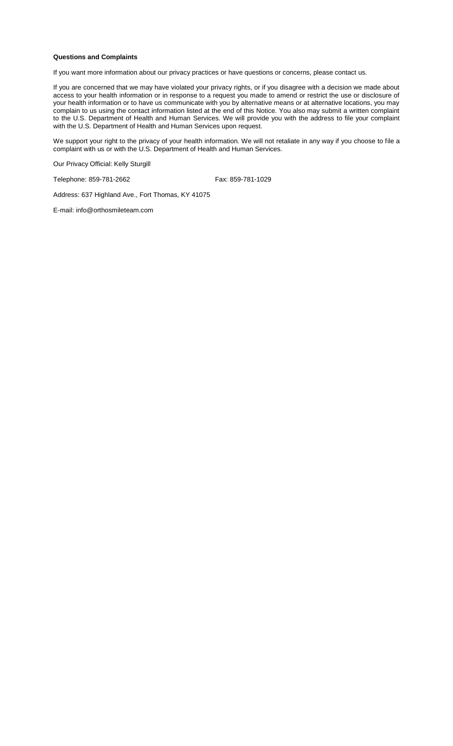**Questions and Complaints**

If you want more information about our privacy practices or have questions or concerns, please contact us.

If you are concerned that we may have violated your privacy rights, or if you disagree with a decision we made about access to your health information or in response to a request you made to amend or restrict the use or disclosure of your health information or to have us communicate with you by alternative means or at alternative locations, you may complain to us using the contact information listed at the end of this Notice. You also may submit a written complaint to the U.S. Department of Health and Human Services. We will provide you with the address to file your complaint with the U.S. Department of Health and Human Services upon request.

We support your right to the privacy of your health information. We will not retaliate in any way if you choose to file a complaint with us or with the U.S. Department of Health and Human Services.

Our Privacy Official: Kelly Sturgill

Telephone: 859-781-2662 Fax: 859-781-1029

Address: 637 Highland Ave., Fort Thomas, KY 41075

E-mail: info@orthosmileteam.com